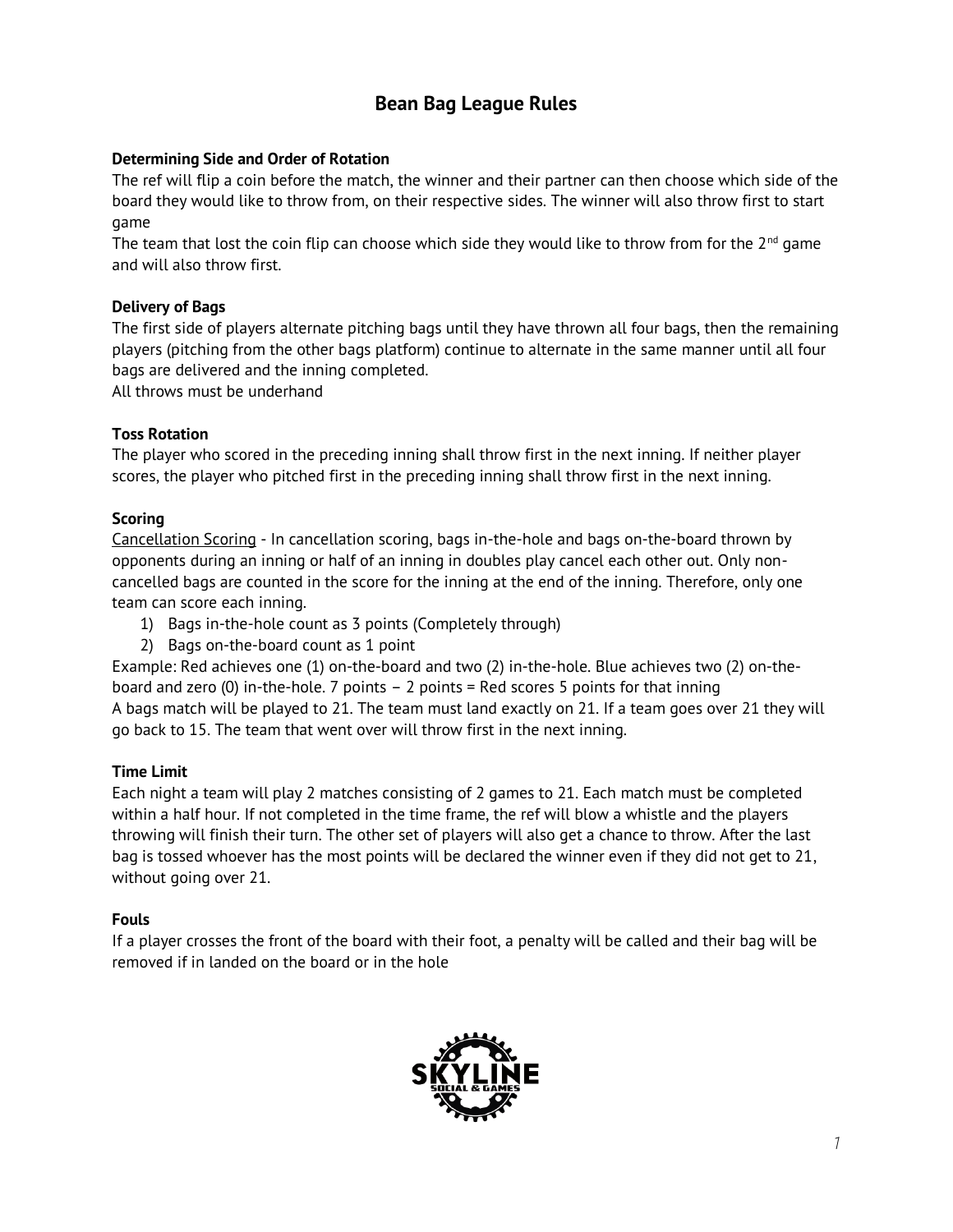# Bean Bag League Rules

**Determining Side and Order of Rotation**

The ref will flip a coin before the match, the winner and their partner can then choose which side of the board they would like to throw from, on their respective sides. The winner will also throw first to start game

The team that lost the coin flip can choose which side they would like to throw from for the 2nd game and will also throw first.

**Delivery of Bags**

The first side of players alternate pitching bags until they have thrown all four bags, then the remaining players (pitching from the other bags platform) continue to alternate in the same manner until all four bags are delivered and the inning completed.

All throws must be underhand

**Toss Rotation**

The player who scored in the preceding inning shall throw first in the next inning. If neither player scores, the player who pitched first in the preceding inning shall throw first in the next inning.

**Scoring**

<u>Cancellation Scoring</u> - In cancellation scoring, bags in-the-hole and bags on-the-board thrown by opponents during an inning or half of an inning in doubles play cancel each other out. Only non-cancelled bags are counted in the score for the inning at the end of the inning. Therefore, only one team can score each inning.

1) Bags in-the-hole count as 3 points (Completely through)
2) Bags on-the-board count as 1 point

Example: Red achieves one (1) on-the-board and two (2) in-the-hole. Blue achieves two (2) on-the-board and zero (0) in-the-hole. 7 points – 2 points = Red scores 5 points for that inning

A bags match will be played to 21. The team must land exactly on 21. If a team goes over 21 they will go back to 15. The team that went over will throw first in the next inning.

**Time Limit**

Each night a team will play 2 matches consisting of 2 games to 21. Each match must be completed within a half hour. If not completed in the time frame, the ref will blow a whistle and the players throwing will finish their turn. The other set of players will also get a chance to throw. After the last bag is tossed whoever has the most points will be declared the winner even if they did not get to 21, without going over 21.

**Fouls**

If a player crosses the front of the board with their foot, a penalty will be called and their bag will be removed if in landed on the board or in the hole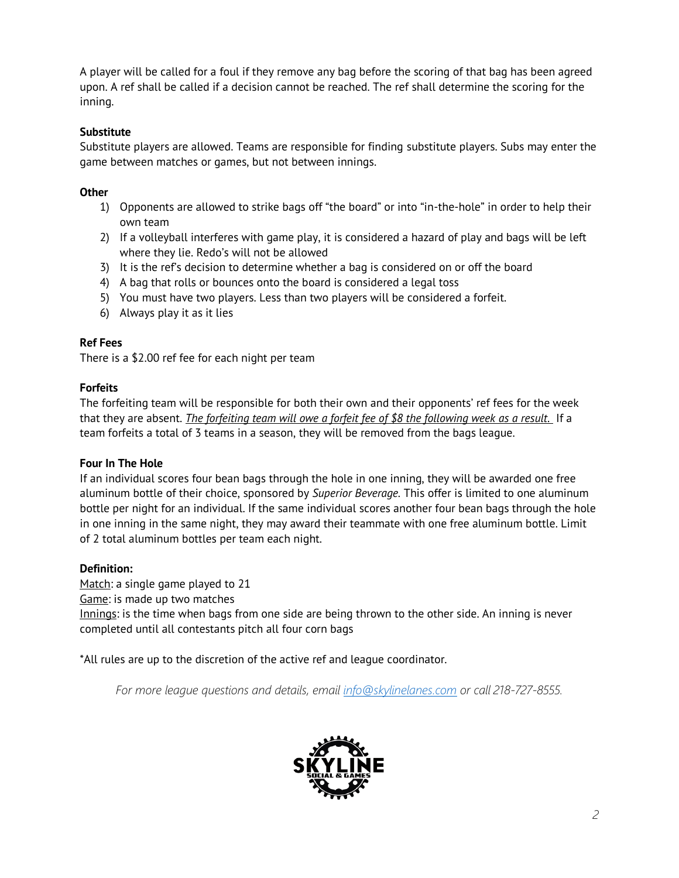A player will be called for a foul if they remove any bag before the scoring of that bag has been agreed upon. A ref shall be called if a decision cannot be reached. The ref shall determine the scoring for the inning.

**Substitute**

Substitute players are allowed. Teams are responsible for finding substitute players. Subs may enter the game between matches or games, but not between innings.

**Other**

1) Opponents are allowed to strike bags off "the board" or into "in-the-hole" in order to help their own team
2) If a volleyball interferes with game play, it is considered a hazard of play and bags will be left where they lie. Redo's will not be allowed
3) It is the ref's decision to determine whether a bag is considered on or off the board
4) A bag that rolls or bounces onto the board is considered a legal toss
5) You must have two players. Less than two players will be considered a forfeit.
6) Always play it as it lies

**Ref Fees**

There is a $2.00 ref fee for each night per team

**Forfeits**

The forfeiting team will be responsible for both their own and their opponents' ref fees for the week that they are absent. <u>*The forfeiting team will owe a forfeit fee of $8 the following week as a result.*</u> If a team forfeits a total of 3 teams in a season, they will be removed from the bags league.

**Four In The Hole**

If an individual scores four bean bags through the hole in one inning, they will be awarded one free aluminum bottle of their choice, sponsored by *Superior Beverage*. This offer is limited to one aluminum bottle per night for an individual. If the same individual scores another four bean bags through the hole in one inning in the same night, they may award their teammate with one free aluminum bottle. Limit of 2 total aluminum bottles per team each night.

**Definition:**

<u>Match</u>: a single game played to 21

<u>Game</u>: is made up two matches

<u>Innings</u>: is the time when bags from one side are being thrown to the other side. An inning is never completed until all contestants pitch all four corn bags

*All rules are up to the discretion of the active ref and league coordinator.

*For more league questions and details, email [info@skylinelanes.com](mailto:info@skylinelanes.com) or call 218-727-8555.*

SKYLINE SOCIAL & GAMES